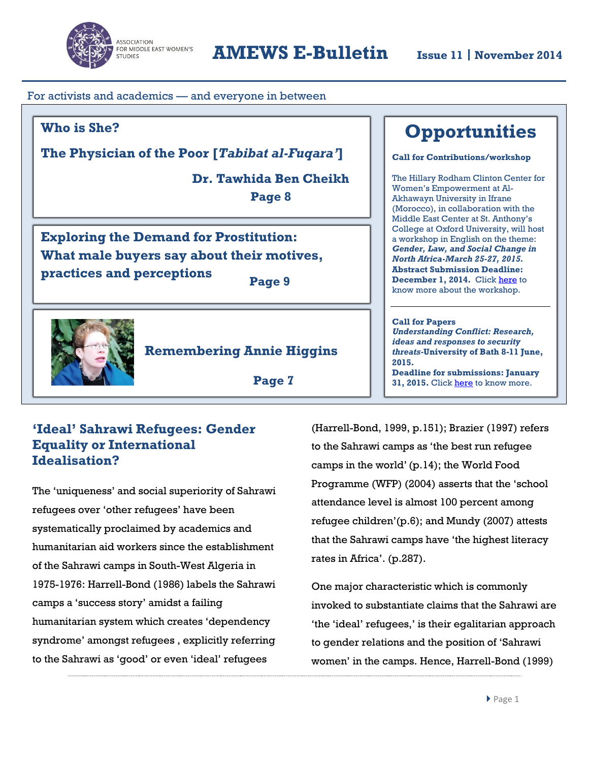# AMEWS E-Bulletin

ASSOCIATION FOR MIDDLE EAST WOMEN'S STUDIES

**Issue 11 | November 2014**

For activists and academics — and everyone in between

## Who is She?

## The Physician of the Poor [*Tabibat al-Fuqara'*]

**Dr. Tawhida Ben Cheikh**

**Page 8**

## Exploring the Demand for Prostitution: What male buyers say about their motives, practices and perceptions

**Page 9**

## Remembering Annie Higgins

**Page 7**

## Opportunities

**Call for Contributions/workshop**

The Hillary Rodham Clinton Center for Women's Empowerment at Al-Akhawayn University in Ifrane (Morocco), in collaboration with the Middle East Center at St. Anthony's College at Oxford University, will host a workshop in English on the theme: ***Gender, Law, and Social Change in North Africa-March 25-27, 2015.*** **Abstract Submission Deadline: December 1, 2014.** Click here to know more about the workshop.

**Call for Papers**
***Understanding Conflict: Research, ideas and responses to security threats*-University of Bath 8-11 June, 2015.**
**Deadline for submissions: January 31, 2015.** Click here to know more.

## 'Ideal' Sahrawi Refugees: Gender Equality or International Idealisation?

The 'uniqueness' and social superiority of Sahrawi refugees over 'other refugees' have been systematically proclaimed by academics and humanitarian aid workers since the establishment of the Sahrawi camps in South-West Algeria in 1975-1976: Harrell-Bond (1986) labels the Sahrawi camps a 'success story' amidst a failing humanitarian system which creates 'dependency syndrome' amongst refugees , explicitly referring to the Sahrawi as 'good' or even 'ideal' refugees (Harrell-Bond, 1999, p.151); Brazier (1997) refers to the Sahrawi camps as 'the best run refugee camps in the world' (p.14); the World Food Programme (WFP) (2004) asserts that the 'school attendance level is almost 100 percent among refugee children'(p.6); and Mundy (2007) attests that the Sahrawi camps have 'the highest literacy rates in Africa'. (p.287).

One major characteristic which is commonly invoked to substantiate claims that the Sahrawi are 'the 'ideal' refugees,' is their egalitarian approach to gender relations and the position of 'Sahrawi women' in the camps. Hence, Harrell-Bond (1999)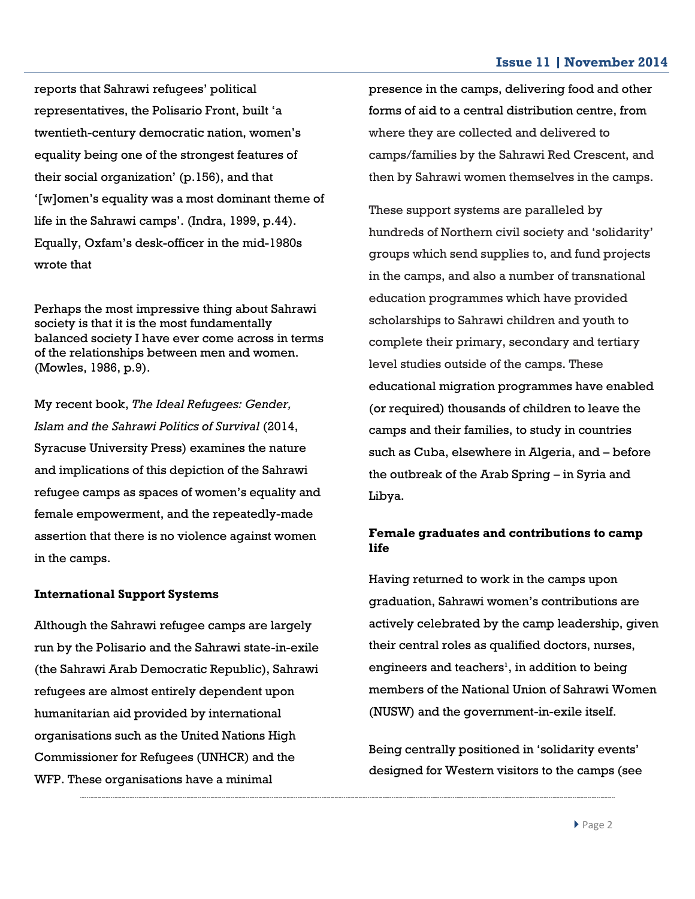reports that Sahrawi refugees' political representatives, the Polisario Front, built 'a twentieth-century democratic nation, women's equality being one of the strongest features of their social organization' (p.156), and that '[w]omen's equality was a most dominant theme of life in the Sahrawi camps'. (Indra, 1999, p.44). Equally, Oxfam's desk-officer in the mid-1980s wrote that

> Perhaps the most impressive thing about Sahrawi society is that it is the most fundamentally balanced society I have ever come across in terms of the relationships between men and women. (Mowles, 1986, p.9).

My recent book, *The Ideal Refugees: Gender, Islam and the Sahrawi Politics of Survival* (2014, Syracuse University Press) examines the nature and implications of this depiction of the Sahrawi refugee camps as spaces of women's equality and female empowerment, and the repeatedly-made assertion that there is no violence against women in the camps.

**International Support Systems**

Although the Sahrawi refugee camps are largely run by the Polisario and the Sahrawi state-in-exile (the Sahrawi Arab Democratic Republic), Sahrawi refugees are almost entirely dependent upon humanitarian aid provided by international organisations such as the United Nations High Commissioner for Refugees (UNHCR) and the WFP. These organisations have a minimal presence in the camps, delivering food and other forms of aid to a central distribution centre, from where they are collected and delivered to camps/families by the Sahrawi Red Crescent, and then by Sahrawi women themselves in the camps.

These support systems are paralleled by hundreds of Northern civil society and 'solidarity' groups which send supplies to, and fund projects in the camps, and also a number of transnational education programmes which have provided scholarships to Sahrawi children and youth to complete their primary, secondary and tertiary level studies outside of the camps. These educational migration programmes have enabled (or required) thousands of children to leave the camps and their families, to study in countries such as Cuba, elsewhere in Algeria, and – before the outbreak of the Arab Spring – in Syria and Libya.

**Female graduates and contributions to camp life**

Having returned to work in the camps upon graduation, Sahrawi women's contributions are actively celebrated by the camp leadership, given their central roles as qualified doctors, nurses, engineers and teachers[1], in addition to being members of the National Union of Sahrawi Women (NUSW) and the government-in-exile itself.

Being centrally positioned in 'solidarity events' designed for Western visitors to the camps (see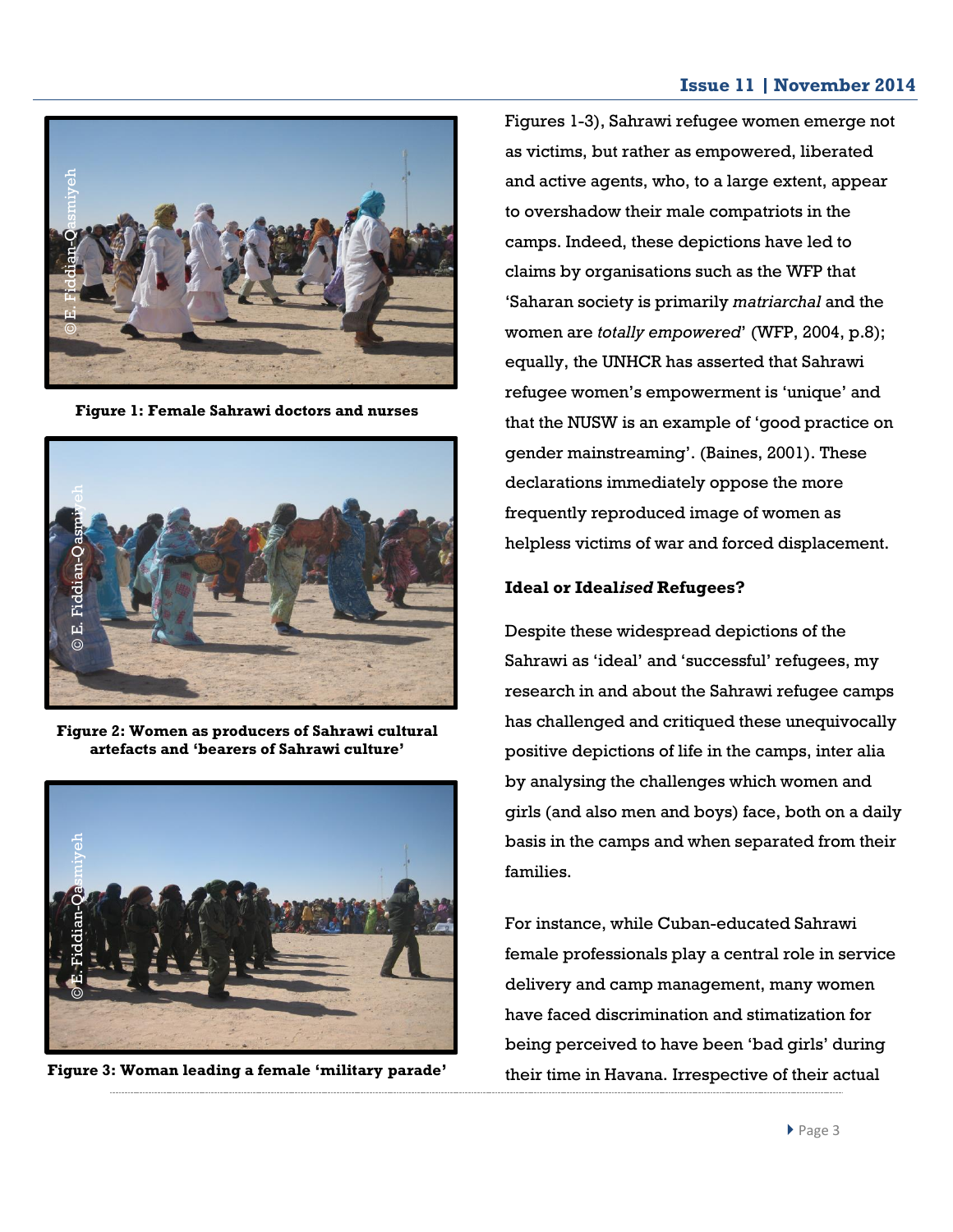Figure 1: Female Sahrawi doctors and nurses

Figure 2: Women as producers of Sahrawi cultural artefacts and 'bearers of Sahrawi culture'

Figure 3: Woman leading a female 'military parade'

Figures 1-3), Sahrawi refugee women emerge not as victims, but rather as empowered, liberated and active agents, who, to a large extent, appear to overshadow their male compatriots in the camps. Indeed, these depictions have led to claims by organisations such as the WFP that 'Saharan society is primarily *matriarchal* and the women are *totally empowered*' (WFP, 2004, p.8); equally, the UNHCR has asserted that Sahrawi refugee women's empowerment is 'unique' and that the NUSW is an example of 'good practice on gender mainstreaming'. (Baines, 2001). These declarations immediately oppose the more frequently reproduced image of women as helpless victims of war and forced displacement.

**Ideal or Ideal*ised* Refugees?**

Despite these widespread depictions of the Sahrawi as 'ideal' and 'successful' refugees, my research in and about the Sahrawi refugee camps has challenged and critiqued these unequivocally positive depictions of life in the camps, inter alia by analysing the challenges which women and girls (and also men and boys) face, both on a daily basis in the camps and when separated from their families.

For instance, while Cuban-educated Sahrawi female professionals play a central role in service delivery and camp management, many women have faced discrimination and stimatization for being perceived to have been 'bad girls' during their time in Havana. Irrespective of their actual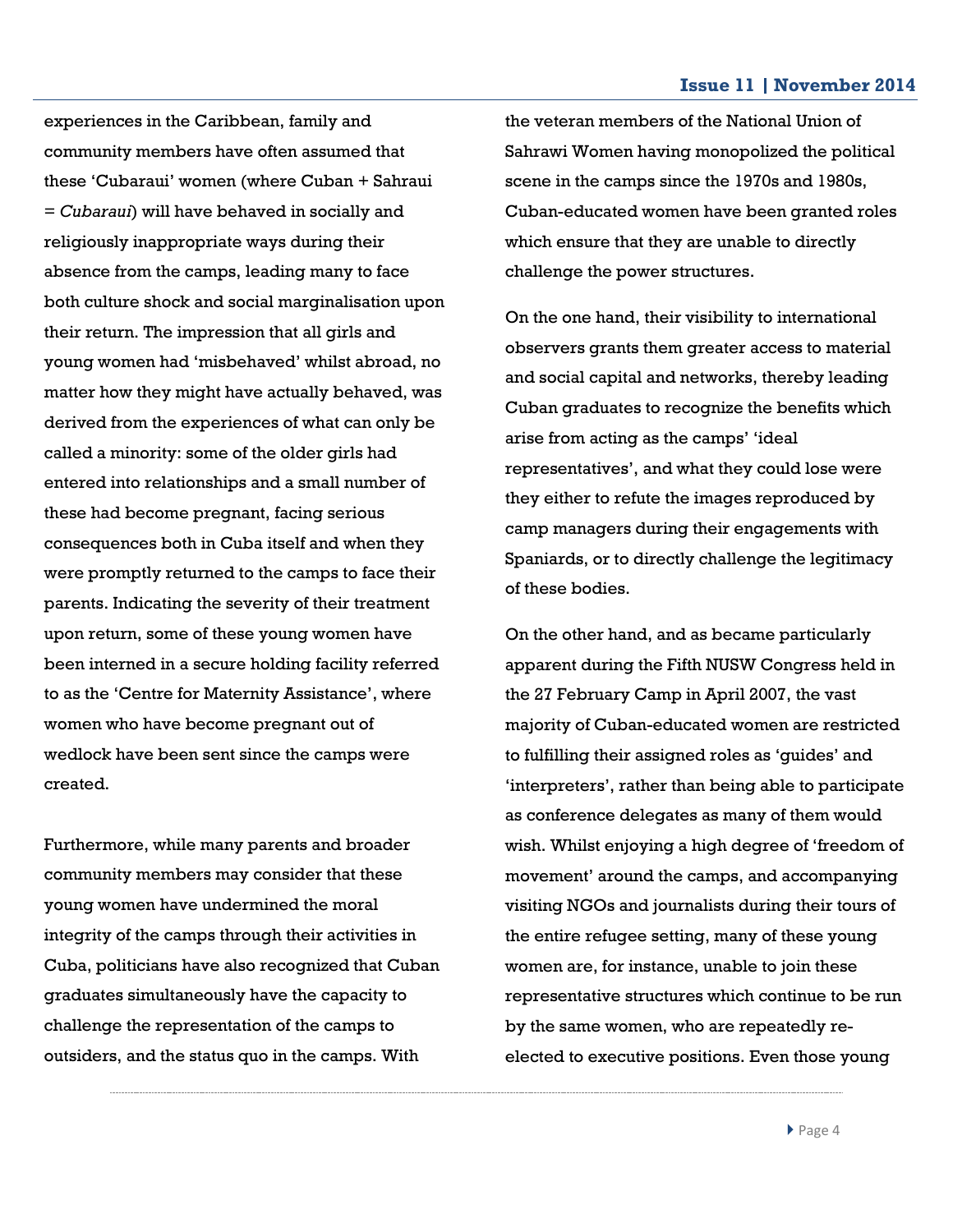experiences in the Caribbean, family and community members have often assumed that these 'Cubaraui' women (where Cuban + Sahraui = *Cubaraui*) will have behaved in socially and religiously inappropriate ways during their absence from the camps, leading many to face both culture shock and social marginalisation upon their return. The impression that all girls and young women had 'misbehaved' whilst abroad, no matter how they might have actually behaved, was derived from the experiences of what can only be called a minority: some of the older girls had entered into relationships and a small number of these had become pregnant, facing serious consequences both in Cuba itself and when they were promptly returned to the camps to face their parents. Indicating the severity of their treatment upon return, some of these young women have been interned in a secure holding facility referred to as the 'Centre for Maternity Assistance', where women who have become pregnant out of wedlock have been sent since the camps were created.

Furthermore, while many parents and broader community members may consider that these young women have undermined the moral integrity of the camps through their activities in Cuba, politicians have also recognized that Cuban graduates simultaneously have the capacity to challenge the representation of the camps to outsiders, and the status quo in the camps. With the veteran members of the National Union of Sahrawi Women having monopolized the political scene in the camps since the 1970s and 1980s, Cuban-educated women have been granted roles which ensure that they are unable to directly challenge the power structures.

On the one hand, their visibility to international observers grants them greater access to material and social capital and networks, thereby leading Cuban graduates to recognize the benefits which arise from acting as the camps' 'ideal representatives', and what they could lose were they either to refute the images reproduced by camp managers during their engagements with Spaniards, or to directly challenge the legitimacy of these bodies.

On the other hand, and as became particularly apparent during the Fifth NUSW Congress held in the 27 February Camp in April 2007, the vast majority of Cuban-educated women are restricted to fulfilling their assigned roles as 'guides' and 'interpreters', rather than being able to participate as conference delegates as many of them would wish. Whilst enjoying a high degree of 'freedom of movement' around the camps, and accompanying visiting NGOs and journalists during their tours of the entire refugee setting, many of these young women are, for instance, unable to join these representative structures which continue to be run by the same women, who are repeatedly re-elected to executive positions. Even those young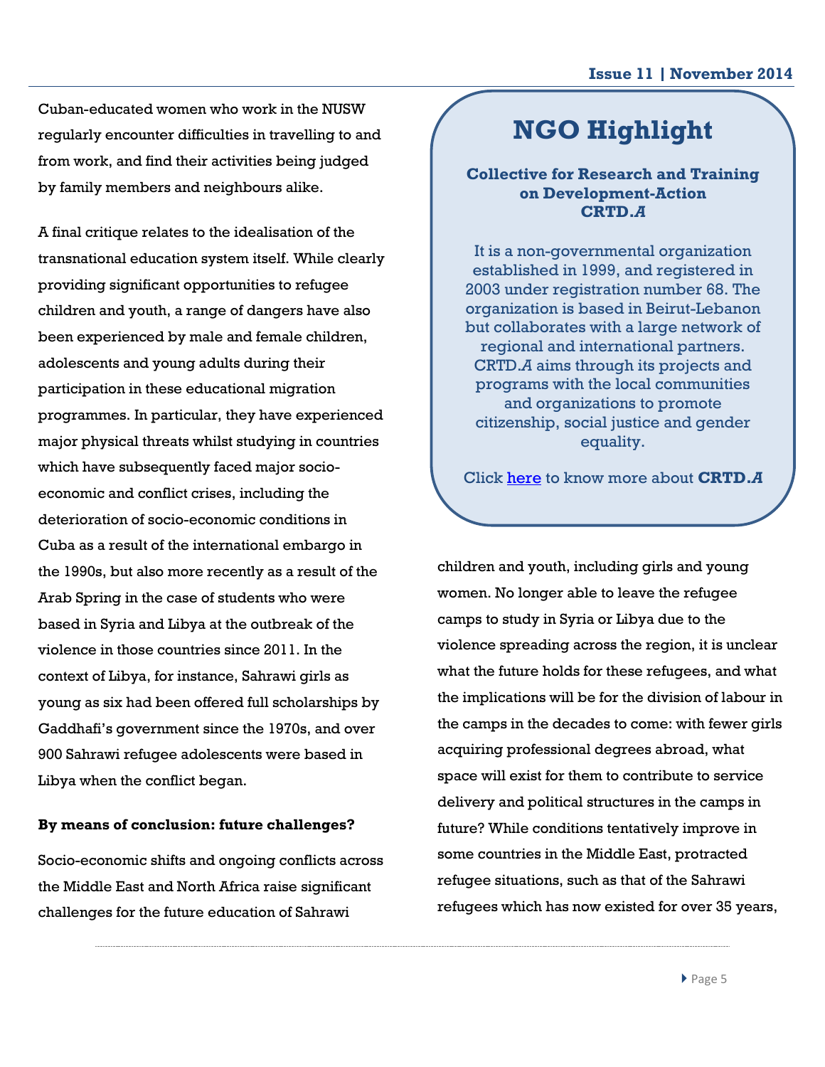Cuban-educated women who work in the NUSW regularly encounter difficulties in travelling to and from work, and find their activities being judged by family members and neighbours alike.

A final critique relates to the idealisation of the transnational education system itself. While clearly providing significant opportunities to refugee children and youth, a range of dangers have also been experienced by male and female children, adolescents and young adults during their participation in these educational migration programmes. In particular, they have experienced major physical threats whilst studying in countries which have subsequently faced major socio-economic and conflict crises, including the deterioration of socio-economic conditions in Cuba as a result of the international embargo in the 1990s, but also more recently as a result of the Arab Spring in the case of students who were based in Syria and Libya at the outbreak of the violence in those countries since 2011. In the context of Libya, for instance, Sahrawi girls as young as six had been offered full scholarships by Gaddhafi's government since the 1970s, and over 900 Sahrawi refugee adolescents were based in Libya when the conflict began.

**By means of conclusion: future challenges?**

Socio-economic shifts and ongoing conflicts across the Middle East and North Africa raise significant challenges for the future education of Sahrawi children and youth, including girls and young women. No longer able to leave the refugee camps to study in Syria or Libya due to the violence spreading across the region, it is unclear what the future holds for these refugees, and what the implications will be for the division of labour in the camps in the decades to come: with fewer girls acquiring professional degrees abroad, what space will exist for them to contribute to service delivery and political structures in the camps in future? While conditions tentatively improve in some countries in the Middle East, protracted refugee situations, such as that of the Sahrawi refugees which has now existed for over 35 years,

## NGO Highlight

**Collective for Research and Training on Development-Action CRTD.*A***

It is a non-governmental organization established in 1999, and registered in 2003 under registration number 68. The organization is based in Beirut-Lebanon but collaborates with a large network of regional and international partners. CRTD.*A* aims through its projects and programs with the local communities and organizations to promote citizenship, social justice and gender equality.

Click here to know more about **CRTD.*A***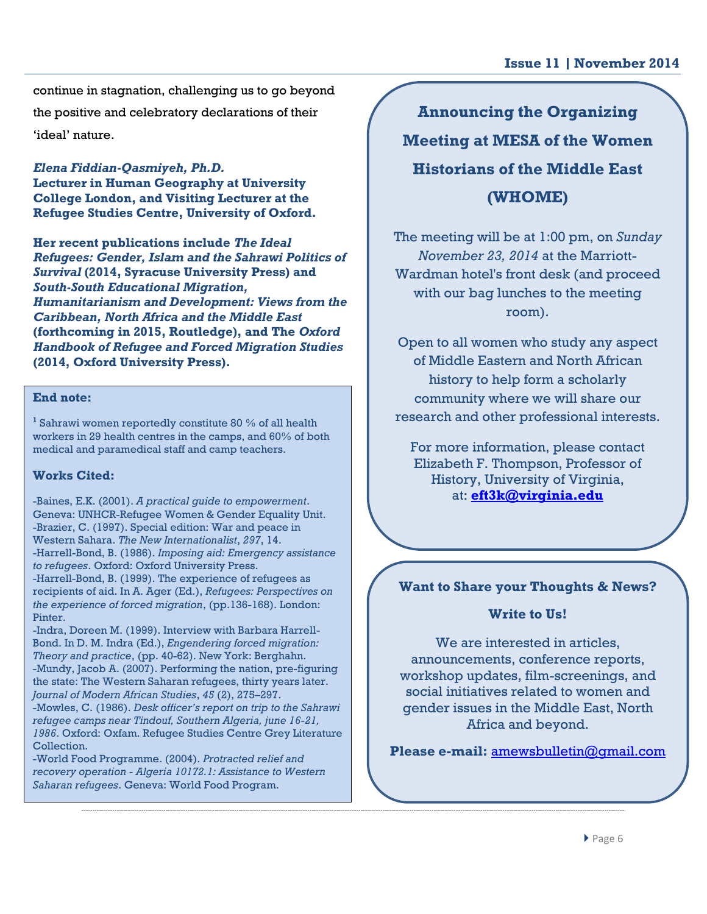continue in stagnation, challenging us to go beyond the positive and celebratory declarations of their 'ideal' nature.

***Elena Fiddian-Qasmiyeh, Ph.D.***
**Lecturer in Human Geography at University College London, and Visiting Lecturer at the Refugee Studies Centre, University of Oxford.**

**Her recent publications include *The Ideal Refugees: Gender, Islam and the Sahrawi Politics of Survival* (2014, Syracuse University Press) and *South-South Educational Migration, Humanitarianism and Development: Views from the Caribbean, North Africa and the Middle East* (forthcoming in 2015, Routledge), and The *Oxford Handbook of Refugee and Forced Migration Studies* (2014, Oxford University Press).**

**End note:**

[1] Sahrawi women reportedly constitute 80 % of all health workers in 29 health centres in the camps, and 60% of both medical and paramedical staff and camp teachers.

**Works Cited:**

-Baines, E.K. (2001). *A practical guide to empowerment*. Geneva: UNHCR-Refugee Women & Gender Equality Unit.
-Brazier, C. (1997). Special edition: War and peace in Western Sahara. *The New Internationalist*, *297*, 14.
-Harrell-Bond, B. (1986). *Imposing aid: Emergency assistance to refugees*. Oxford: Oxford University Press.
-Harrell-Bond, B. (1999). The experience of refugees as recipients of aid. In A. Ager (Ed.), *Refugees: Perspectives on the experience of forced migration*, (pp.136-168). London: Pinter.
-Indra, Doreen M. (1999). Interview with Barbara Harrell-Bond. In D. M. Indra (Ed.), *Engendering forced migration: Theory and practice*, (pp. 40-62). New York: Berghahn.
-Mundy, Jacob A. (2007). Performing the nation, pre-figuring the state: The Western Saharan refugees, thirty years later. *Journal of Modern African Studies*, *45* (2), 275–297.
-Mowles, C. (1986). *Desk officer's report on trip to the Sahrawi refugee camps near Tindouf, Southern Algeria, june 16-21, 1986*. Oxford: Oxfam. Refugee Studies Centre Grey Literature Collection.
-World Food Programme. (2004). *Protracted relief and recovery operation - Algeria 10172.1: Assistance to Western Saharan refugees*. Geneva: World Food Program.

## Announcing the Organizing Meeting at MESA of the Women Historians of the Middle East (WHOME)

The meeting will be at 1:00 pm, on *Sunday November 23, 2014* at the Marriott-Wardman hotel's front desk (and proceed with our bag lunches to the meeting room).

Open to all women who study any aspect of Middle Eastern and North African history to help form a scholarly community where we will share our research and other professional interests.

For more information, please contact Elizabeth F. Thompson, Professor of History, University of Virginia, at: **eft3k@virginia.edu**

**Want to Share your Thoughts & News?**

**Write to Us!**

We are interested in articles, announcements, conference reports, workshop updates, film-screenings, and social initiatives related to women and gender issues in the Middle East, North Africa and beyond.

**Please e-mail:** amewsbulletin@gmail.com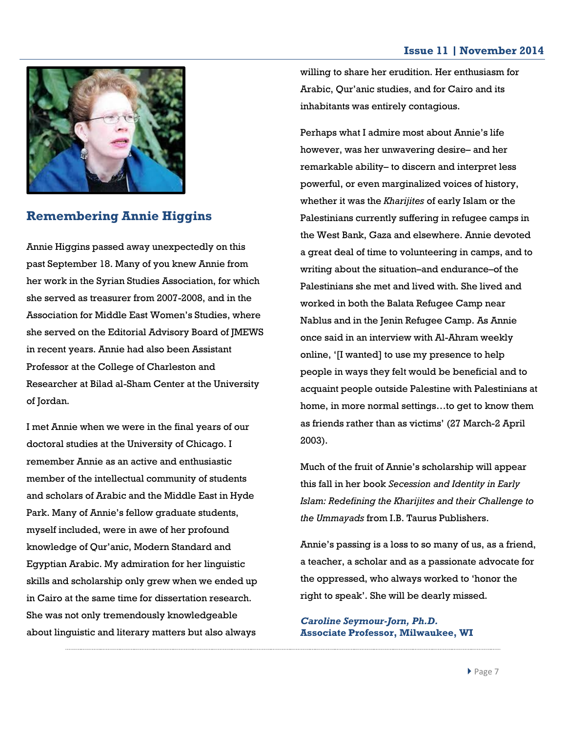## Remembering Annie Higgins

Annie Higgins passed away unexpectedly on this past September 18. Many of you knew Annie from her work in the Syrian Studies Association, for which she served as treasurer from 2007-2008, and in the Association for Middle East Women's Studies, where she served on the Editorial Advisory Board of JMEWS in recent years. Annie had also been Assistant Professor at the College of Charleston and Researcher at Bilad al-Sham Center at the University of Jordan.

I met Annie when we were in the final years of our doctoral studies at the University of Chicago. I remember Annie as an active and enthusiastic member of the intellectual community of students and scholars of Arabic and the Middle East in Hyde Park. Many of Annie's fellow graduate students, myself included, were in awe of her profound knowledge of Qur'anic, Modern Standard and Egyptian Arabic. My admiration for her linguistic skills and scholarship only grew when we ended up in Cairo at the same time for dissertation research. She was not only tremendously knowledgeable about linguistic and literary matters but also always willing to share her erudition. Her enthusiasm for Arabic, Qur'anic studies, and for Cairo and its inhabitants was entirely contagious.

Perhaps what I admire most about Annie's life however, was her unwavering desire– and her remarkable ability– to discern and interpret less powerful, or even marginalized voices of history, whether it was the *Kharijites* of early Islam or the Palestinians currently suffering in refugee camps in the West Bank, Gaza and elsewhere. Annie devoted a great deal of time to volunteering in camps, and to writing about the situation–and endurance–of the Palestinians she met and lived with. She lived and worked in both the Balata Refugee Camp near Nablus and in the Jenin Refugee Camp. As Annie once said in an interview with Al-Ahram weekly online, '[I wanted] to use my presence to help people in ways they felt would be beneficial and to acquaint people outside Palestine with Palestinians at home, in more normal settings…to get to know them as friends rather than as victims' (27 March-2 April 2003).

Much of the fruit of Annie's scholarship will appear this fall in her book *Secession and Identity in Early Islam: Redefining the Kharijites and their Challenge to the Ummayads* from I.B. Taurus Publishers.

Annie's passing is a loss to so many of us, as a friend, a teacher, a scholar and as a passionate advocate for the oppressed, who always worked to 'honor the right to speak'. She will be dearly missed.

***Caroline Seymour-Jorn, Ph.D.***
**Associate Professor, Milwaukee, WI**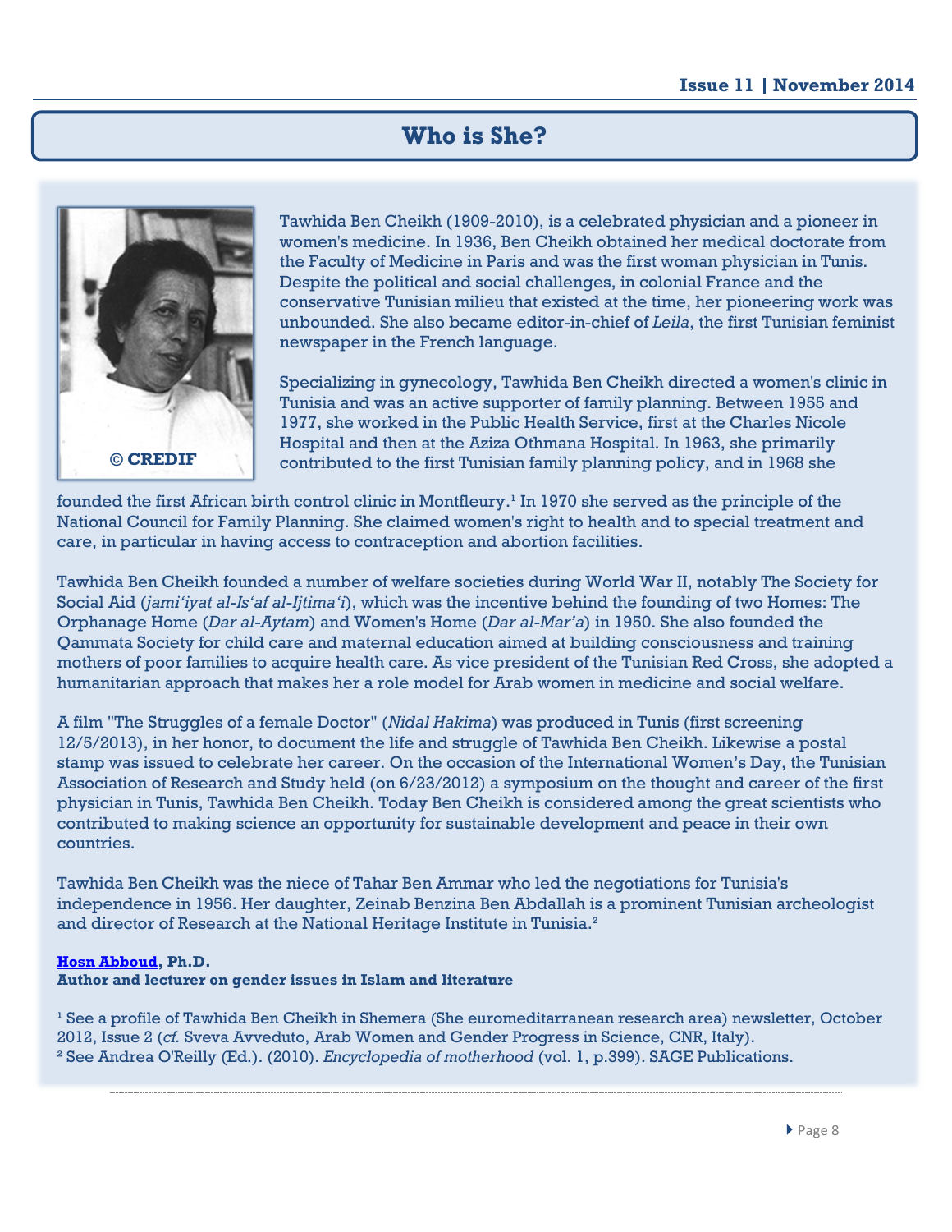# Who is She?

© CREDIF

Tawhida Ben Cheikh (1909-2010), is a celebrated physician and a pioneer in women's medicine. In 1936, Ben Cheikh obtained her medical doctorate from the Faculty of Medicine in Paris and was the first woman physician in Tunis. Despite the political and social challenges, in colonial France and the conservative Tunisian milieu that existed at the time, her pioneering work was unbounded. She also became editor-in-chief of *Leila*, the first Tunisian feminist newspaper in the French language.

Specializing in gynecology, Tawhida Ben Cheikh directed a women's clinic in Tunisia and was an active supporter of family planning. Between 1955 and 1977, she worked in the Public Health Service, first at the Charles Nicole Hospital and then at the Aziza Othmana Hospital. In 1963, she primarily contributed to the first Tunisian family planning policy, and in 1968 she founded the first African birth control clinic in Montfleury.[1] In 1970 she served as the principle of the National Council for Family Planning. She claimed women's right to health and to special treatment and care, in particular in having access to contraception and abortion facilities.

Tawhida Ben Cheikh founded a number of welfare societies during World War II, notably The Society for Social Aid (*jami'iyat al-Is'af al-Ijtima'i*), which was the incentive behind the founding of two Homes: The Orphanage Home (*Dar al-Aytam*) and Women's Home (*Dar al-Mar'a*) in 1950. She also founded the Qammata Society for child care and maternal education aimed at building consciousness and training mothers of poor families to acquire health care. As vice president of the Tunisian Red Cross, she adopted a humanitarian approach that makes her a role model for Arab women in medicine and social welfare.

A film "The Struggles of a female Doctor" (*Nidal Hakima*) was produced in Tunis (first screening 12/5/2013), in her honor, to document the life and struggle of Tawhida Ben Cheikh. Likewise a postal stamp was issued to celebrate her career. On the occasion of the International Women's Day, the Tunisian Association of Research and Study held (on 6/23/2012) a symposium on the thought and career of the first physician in Tunis, Tawhida Ben Cheikh. Today Ben Cheikh is considered among the great scientists who contributed to making science an opportunity for sustainable development and peace in their own countries.

Tawhida Ben Cheikh was the niece of Tahar Ben Ammar who led the negotiations for Tunisia's independence in 1956. Her daughter, Zeinab Benzina Ben Abdallah is a prominent Tunisian archeologist and director of Research at the National Heritage Institute in Tunisia.[2]

**Hosn Abboud, Ph.D.**
**Author and lecturer on gender issues in Islam and literature**

[1] See a profile of Tawhida Ben Cheikh in Shemera (She euromeditarranean research area) newsletter, October 2012, Issue 2 (*cf.* Sveva Avveduto, Arab Women and Gender Progress in Science, CNR, Italy).
[2] See Andrea O'Reilly (Ed.). (2010). *Encyclopedia of motherhood* (vol. 1, p.399). SAGE Publications.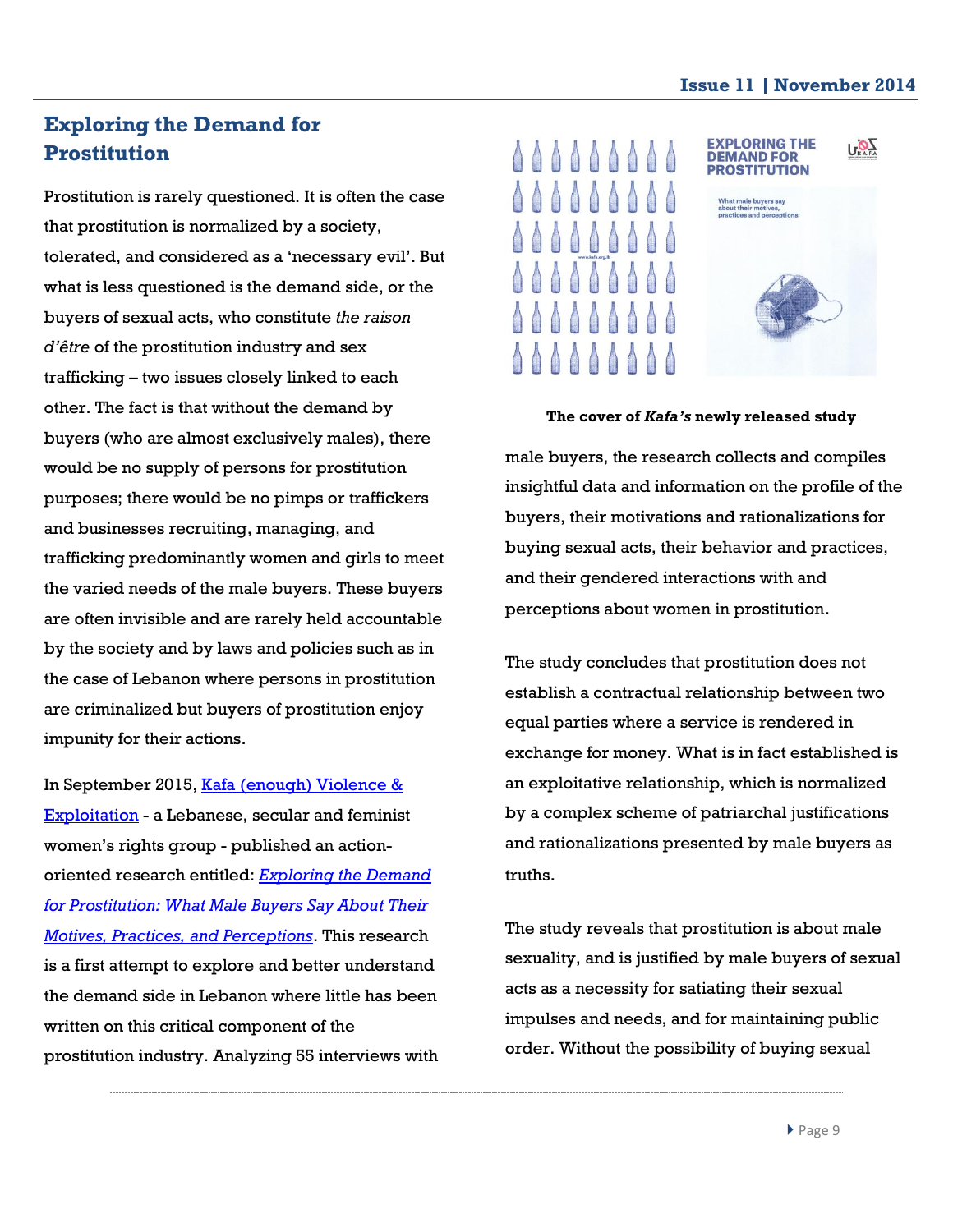## Exploring the Demand for Prostitution

Prostitution is rarely questioned. It is often the case that prostitution is normalized by a society, tolerated, and considered as a 'necessary evil'. But what is less questioned is the demand side, or the buyers of sexual acts, who constitute *the raison d'être* of the prostitution industry and sex trafficking – two issues closely linked to each other. The fact is that without the demand by buyers (who are almost exclusively males), there would be no supply of persons for prostitution purposes; there would be no pimps or traffickers and businesses recruiting, managing, and trafficking predominantly women and girls to meet the varied needs of the male buyers. These buyers are often invisible and are rarely held accountable by the society and by laws and policies such as in the case of Lebanon where persons in prostitution are criminalized but buyers of prostitution enjoy impunity for their actions.

In September 2015, [Kafa (enough) Violence & Exploitation]() - a Lebanese, secular and feminist women's rights group - published an action-oriented research entitled: [*Exploring the Demand for Prostitution: What Male Buyers Say About Their Motives, Practices, and Perceptions*](). This research is a first attempt to explore and better understand the demand side in Lebanon where little has been written on this critical component of the prostitution industry. Analyzing 55 interviews with male buyers, the research collects and compiles insightful data and information on the profile of the buyers, their motivations and rationalizations for buying sexual acts, their behavior and practices, and their gendered interactions with and perceptions about women in prostitution.

**The cover of *Kafa's* newly released study**

The study concludes that prostitution does not establish a contractual relationship between two equal parties where a service is rendered in exchange for money. What is in fact established is an exploitative relationship, which is normalized by a complex scheme of patriarchal justifications and rationalizations presented by male buyers as truths.

The study reveals that prostitution is about male sexuality, and is justified by male buyers of sexual acts as a necessity for satiating their sexual impulses and needs, and for maintaining public order. Without the possibility of buying sexual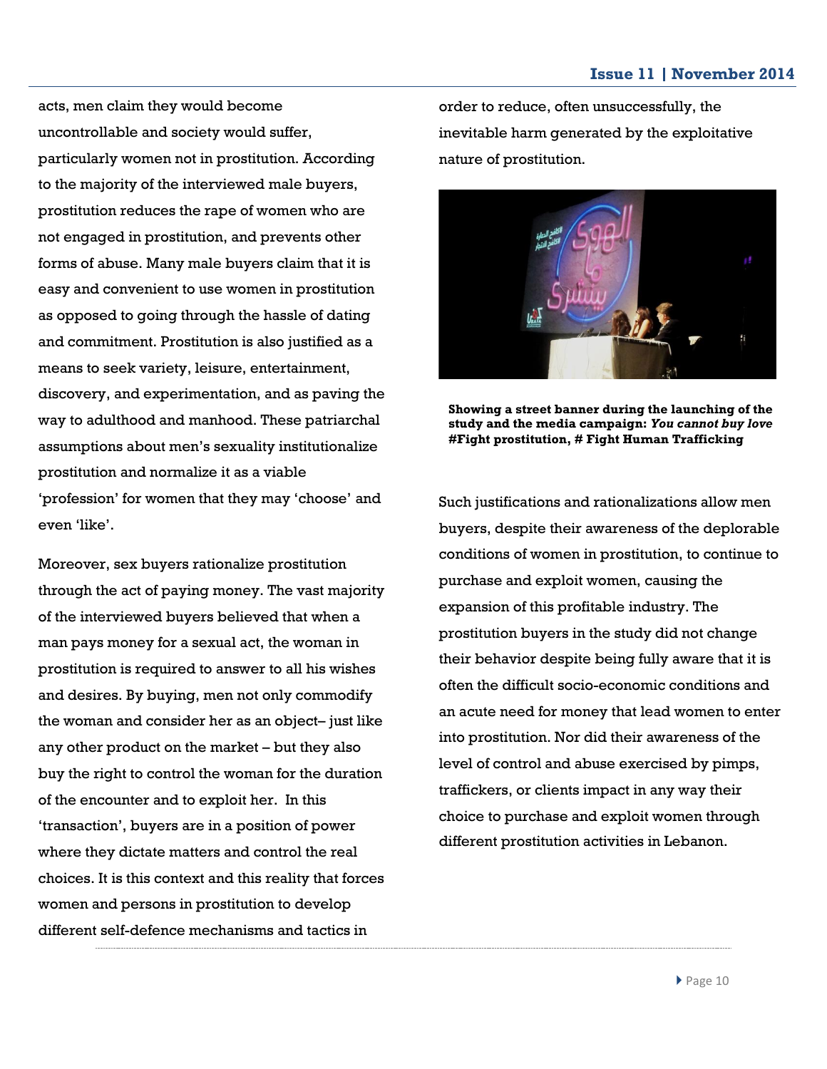acts, men claim they would become uncontrollable and society would suffer, particularly women not in prostitution. According to the majority of the interviewed male buyers, prostitution reduces the rape of women who are not engaged in prostitution, and prevents other forms of abuse. Many male buyers claim that it is easy and convenient to use women in prostitution as opposed to going through the hassle of dating and commitment. Prostitution is also justified as a means to seek variety, leisure, entertainment, discovery, and experimentation, and as paving the way to adulthood and manhood. These patriarchal assumptions about men's sexuality institutionalize prostitution and normalize it as a viable 'profession' for women that they may 'choose' and even 'like'.

Moreover, sex buyers rationalize prostitution through the act of paying money. The vast majority of the interviewed buyers believed that when a man pays money for a sexual act, the woman in prostitution is required to answer to all his wishes and desires. By buying, men not only commodify the woman and consider her as an object– just like any other product on the market – but they also buy the right to control the woman for the duration of the encounter and to exploit her. In this 'transaction', buyers are in a position of power where they dictate matters and control the real choices. It is this context and this reality that forces women and persons in prostitution to develop different self-defence mechanisms and tactics in order to reduce, often unsuccessfully, the inevitable harm generated by the exploitative nature of prostitution.

**Showing a street banner during the launching of the study and the media campaign: *You cannot buy love* #Fight prostitution, # Fight Human Trafficking**

Such justifications and rationalizations allow men buyers, despite their awareness of the deplorable conditions of women in prostitution, to continue to purchase and exploit women, causing the expansion of this profitable industry. The prostitution buyers in the study did not change their behavior despite being fully aware that it is often the difficult socio-economic conditions and an acute need for money that lead women to enter into prostitution. Nor did their awareness of the level of control and abuse exercised by pimps, traffickers, or clients impact in any way their choice to purchase and exploit women through different prostitution activities in Lebanon.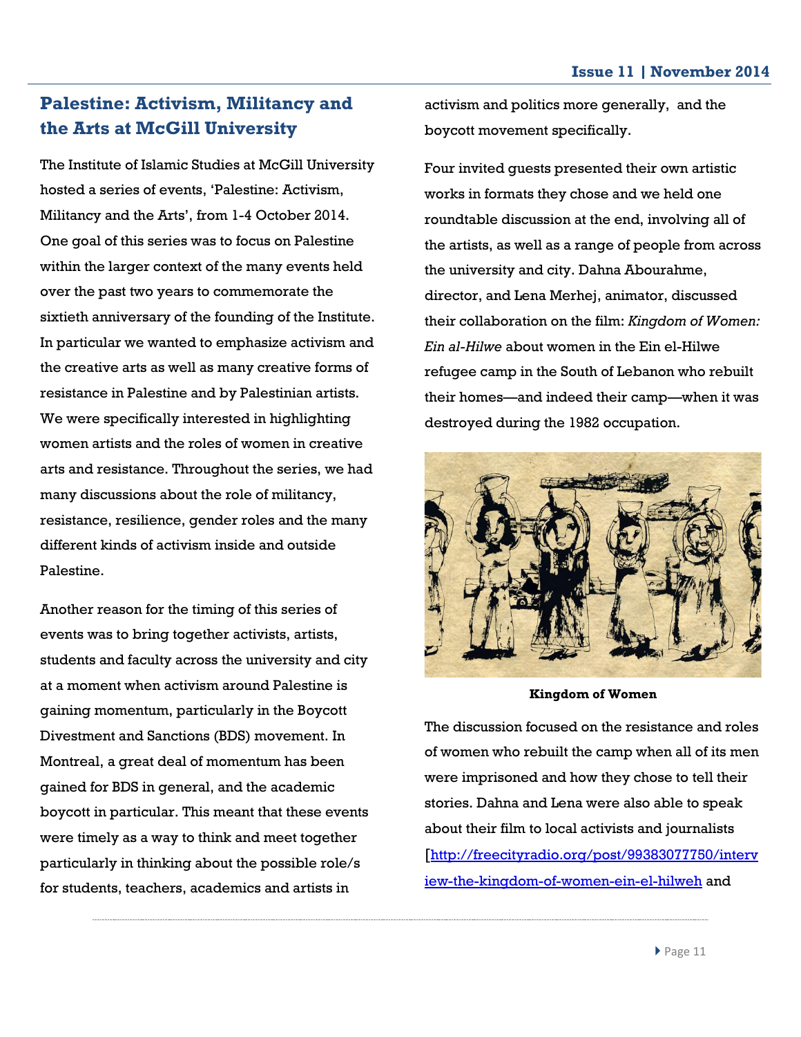## Palestine: Activism, Militancy and the Arts at McGill University

The Institute of Islamic Studies at McGill University hosted a series of events, 'Palestine: Activism, Militancy and the Arts', from 1-4 October 2014. One goal of this series was to focus on Palestine within the larger context of the many events held over the past two years to commemorate the sixtieth anniversary of the founding of the Institute. In particular we wanted to emphasize activism and the creative arts as well as many creative forms of resistance in Palestine and by Palestinian artists. We were specifically interested in highlighting women artists and the roles of women in creative arts and resistance. Throughout the series, we had many discussions about the role of militancy, resistance, resilience, gender roles and the many different kinds of activism inside and outside Palestine.

Another reason for the timing of this series of events was to bring together activists, artists, students and faculty across the university and city at a moment when activism around Palestine is gaining momentum, particularly in the Boycott Divestment and Sanctions (BDS) movement. In Montreal, a great deal of momentum has been gained for BDS in general, and the academic boycott in particular. This meant that these events were timely as a way to think and meet together particularly in thinking about the possible role/s for students, teachers, academics and artists in activism and politics more generally, and the boycott movement specifically.

Four invited guests presented their own artistic works in formats they chose and we held one roundtable discussion at the end, involving all of the artists, as well as a range of people from across the university and city. Dahna Abourahme, director, and Lena Merhej, animator, discussed their collaboration on the film: *Kingdom of Women: Ein al-Hilwe* about women in the Ein el-Hilwe refugee camp in the South of Lebanon who rebuilt their homes—and indeed their camp—when it was destroyed during the 1982 occupation.

**Kingdom of Women**

The discussion focused on the resistance and roles of women who rebuilt the camp when all of its men were imprisoned and how they chose to tell their stories. Dahna and Lena were also able to speak about their film to local activists and journalists [http://freecityradio.org/post/99383077750/interview-the-kingdom-of-women-ein-el-hilweh and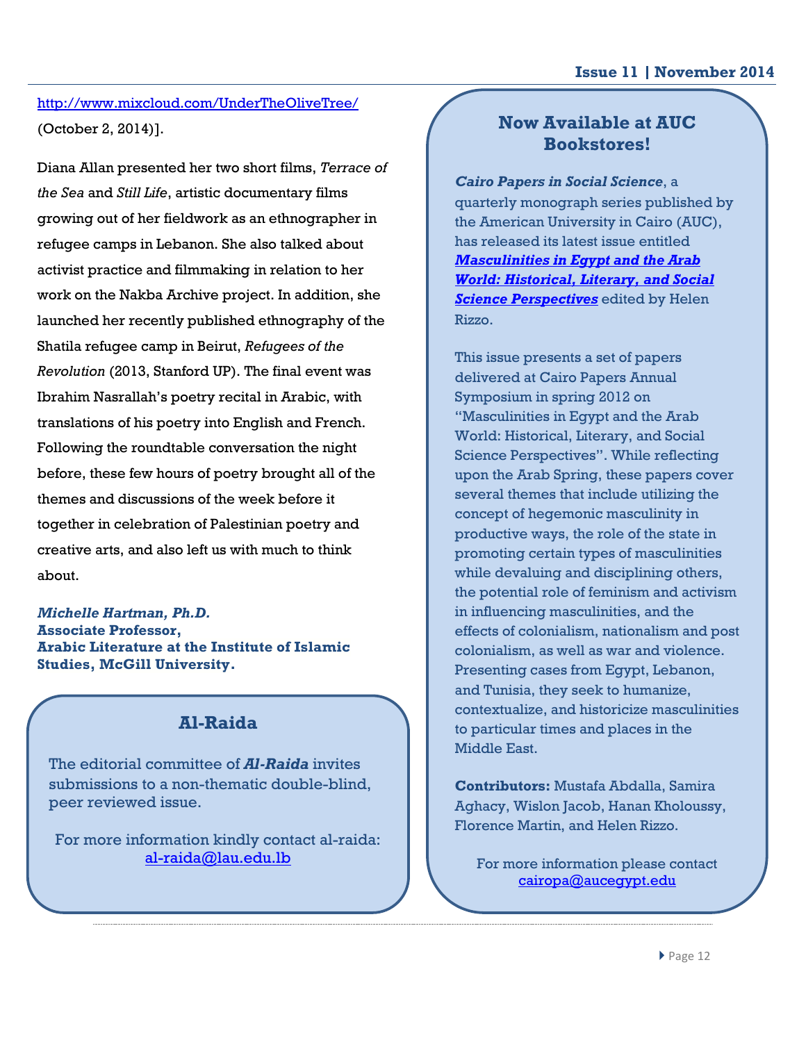http://www.mixcloud.com/UnderTheOliveTree/ (October 2, 2014)].

Diana Allan presented her two short films, *Terrace of the Sea* and *Still Life*, artistic documentary films growing out of her fieldwork as an ethnographer in refugee camps in Lebanon. She also talked about activist practice and filmmaking in relation to her work on the Nakba Archive project. In addition, she launched her recently published ethnography of the Shatila refugee camp in Beirut, *Refugees of the Revolution* (2013, Stanford UP). The final event was Ibrahim Nasrallah's poetry recital in Arabic, with translations of his poetry into English and French. Following the roundtable conversation the night before, these few hours of poetry brought all of the themes and discussions of the week before it together in celebration of Palestinian poetry and creative arts, and also left us with much to think about.

***Michelle Hartman, Ph.D.***
**Associate Professor,**
**Arabic Literature at the Institute of Islamic Studies, McGill University.**

## Al-Raida

The editorial committee of ***Al-Raida*** invites submissions to a non-thematic double-blind, peer reviewed issue.

For more information kindly contact al-raida: al-raida@lau.edu.lb

## Now Available at AUC Bookstores!

***Cairo Papers in Social Science***, a quarterly monograph series published by the American University in Cairo (AUC), has released its latest issue entitled ***Masculinities in Egypt and the Arab World: Historical, Literary, and Social Science Perspectives*** edited by Helen Rizzo.

This issue presents a set of papers delivered at Cairo Papers Annual Symposium in spring 2012 on "Masculinities in Egypt and the Arab World: Historical, Literary, and Social Science Perspectives". While reflecting upon the Arab Spring, these papers cover several themes that include utilizing the concept of hegemonic masculinity in productive ways, the role of the state in promoting certain types of masculinities while devaluing and disciplining others, the potential role of feminism and activism in influencing masculinities, and the effects of colonialism, nationalism and post colonialism, as well as war and violence. Presenting cases from Egypt, Lebanon, and Tunisia, they seek to humanize, contextualize, and historicize masculinities to particular times and places in the Middle East.

**Contributors:** Mustafa Abdalla, Samira Aghacy, Wislon Jacob, Hanan Kholoussy, Florence Martin, and Helen Rizzo.

For more information please contact cairopa@aucegypt.edu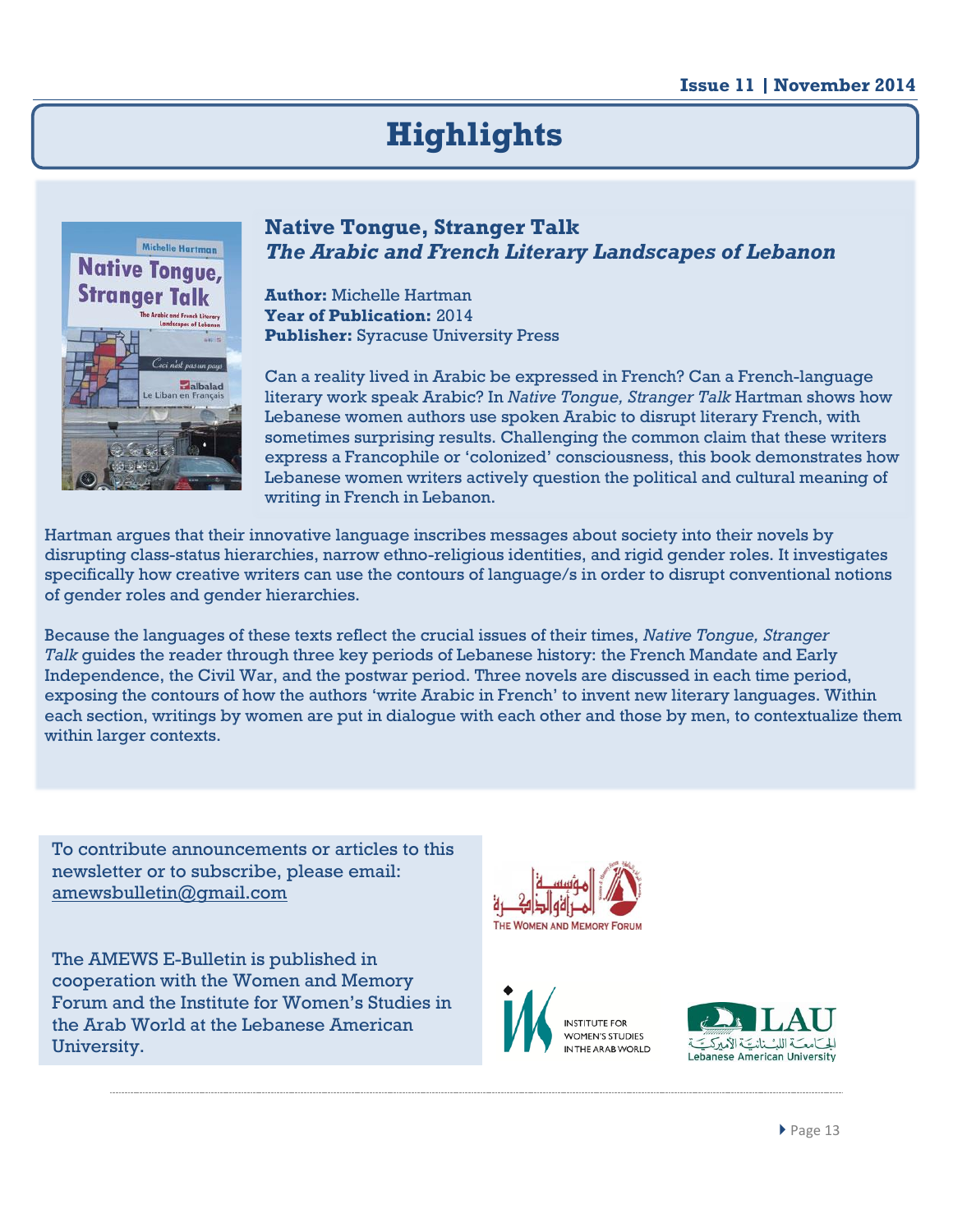# Highlights

## Native Tongue, Stranger Talk
### *The Arabic and French Literary Landscapes of Lebanon*

**Author:** Michelle Hartman
**Year of Publication:** 2014
**Publisher:** Syracuse University Press

Can a reality lived in Arabic be expressed in French? Can a French-language literary work speak Arabic? In *Native Tongue, Stranger Talk* Hartman shows how Lebanese women authors use spoken Arabic to disrupt literary French, with sometimes surprising results. Challenging the common claim that these writers express a Francophile or 'colonized' consciousness, this book demonstrates how Lebanese women writers actively question the political and cultural meaning of writing in French in Lebanon.

Hartman argues that their innovative language inscribes messages about society into their novels by disrupting class-status hierarchies, narrow ethno-religious identities, and rigid gender roles. It investigates specifically how creative writers can use the contours of language/s in order to disrupt conventional notions of gender roles and gender hierarchies.

Because the languages of these texts reflect the crucial issues of their times, *Native Tongue, Stranger Talk* guides the reader through three key periods of Lebanese history: the French Mandate and Early Independence, the Civil War, and the postwar period. Three novels are discussed in each time period, exposing the contours of how the authors 'write Arabic in French' to invent new literary languages. Within each section, writings by women are put in dialogue with each other and those by men, to contextualize them within larger contexts.

To contribute announcements or articles to this newsletter or to subscribe, please email: amewsbulletin@gmail.com

The AMEWS E-Bulletin is published in cooperation with the Women and Memory Forum and the Institute for Women's Studies in the Arab World at the Lebanese American University.

مؤسسة المرأة والذاكرة
THE WOMEN AND MEMORY FORUM

INSTITUTE FOR WOMEN'S STUDIES IN THE ARAB WORLD

LAU
الجامعة اللبنانية الأميركية
Lebanese American University